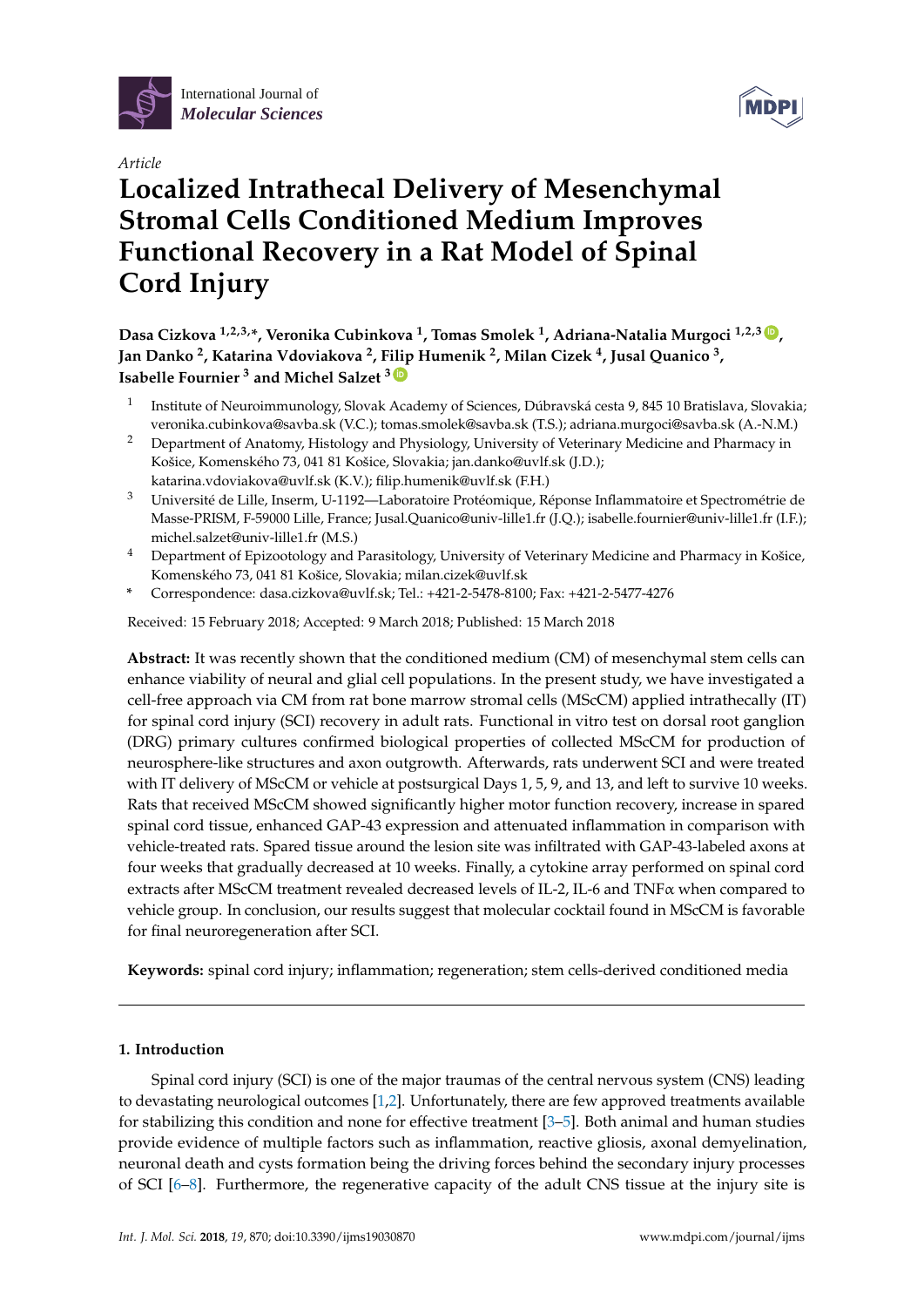International Journal of *Molecular Sciences*

*Article*

# Localized Intrathecal Delivery of Mesenchymal Stromal Cells Conditioned Medium Improves Functional Recovery in a Rat Model of Spinal Cord Injury

**Dasa Cizkova [1,2,3,*], Veronika Cubinkova [1], Tomas Smolek [1], Adriana-Natalia Murgoci [1,2,3], Jan Danko [2], Katarina Vdoviakova [2], Filip Humenik [2], Milan Cizek [4], Jusal Quanico [3], Isabelle Fournier [3] and Michel Salzet [3]**

1. Institute of Neuroimmunology, Slovak Academy of Sciences, Dúbravská cesta 9, 845 10 Bratislava, Slovakia; veronika.cubinkova@savba.sk (V.C.); tomas.smolek@savba.sk (T.S.); adriana.murgoci@savba.sk (A.-N.M.)
2. Department of Anatomy, Histology and Physiology, University of Veterinary Medicine and Pharmacy in Košice, Komenského 73, 041 81 Košice, Slovakia; jan.danko@uvlf.sk (J.D.); katarina.vdoviakova@uvlf.sk (K.V.); filip.humenik@uvlf.sk (F.H.)
3. Université de Lille, Inserm, U-1192—Laboratoire Protéomique, Réponse Inflammatoire et Spectrométrie de Masse-PRISM, F-59000 Lille, France; Jusal.Quanico@univ-lille1.fr (J.Q.); isabelle.fournier@univ-lille1.fr (I.F.); michel.salzet@univ-lille1.fr (M.S.)
4. Department of Epizootology and Parasitology, University of Veterinary Medicine and Pharmacy in Košice, Komenského 73, 041 81 Košice, Slovakia; milan.cizek@uvlf.sk

\* Correspondence: dasa.cizkova@uvlf.sk; Tel.: +421-2-5478-8100; Fax: +421-2-5477-4276

Received: 15 February 2018; Accepted: 9 March 2018; Published: 15 March 2018

**Abstract:** It was recently shown that the conditioned medium (CM) of mesenchymal stem cells can enhance viability of neural and glial cell populations. In the present study, we have investigated a cell-free approach via CM from rat bone marrow stromal cells (MScCM) applied intrathecally (IT) for spinal cord injury (SCI) recovery in adult rats. Functional in vitro test on dorsal root ganglion (DRG) primary cultures confirmed biological properties of collected MScCM for production of neurosphere-like structures and axon outgrowth. Afterwards, rats underwent SCI and were treated with IT delivery of MScCM or vehicle at postsurgical Days 1, 5, 9, and 13, and left to survive 10 weeks. Rats that received MScCM showed significantly higher motor function recovery, increase in spared spinal cord tissue, enhanced GAP-43 expression and attenuated inflammation in comparison with vehicle-treated rats. Spared tissue around the lesion site was infiltrated with GAP-43-labeled axons at four weeks that gradually decreased at 10 weeks. Finally, a cytokine array performed on spinal cord extracts after MScCM treatment revealed decreased levels of IL-2, IL-6 and TNFα when compared to vehicle group. In conclusion, our results suggest that molecular cocktail found in MScCM is favorable for final neuroregeneration after SCI.

**Keywords:** spinal cord injury; inflammation; regeneration; stem cells-derived conditioned media

## 1. Introduction

Spinal cord injury (SCI) is one of the major traumas of the central nervous system (CNS) leading to devastating neurological outcomes [1,2]. Unfortunately, there are few approved treatments available for stabilizing this condition and none for effective treatment [3–5]. Both animal and human studies provide evidence of multiple factors such as inflammation, reactive gliosis, axonal demyelination, neuronal death and cysts formation being the driving forces behind the secondary injury processes of SCI [6–8]. Furthermore, the regenerative capacity of the adult CNS tissue at the injury site is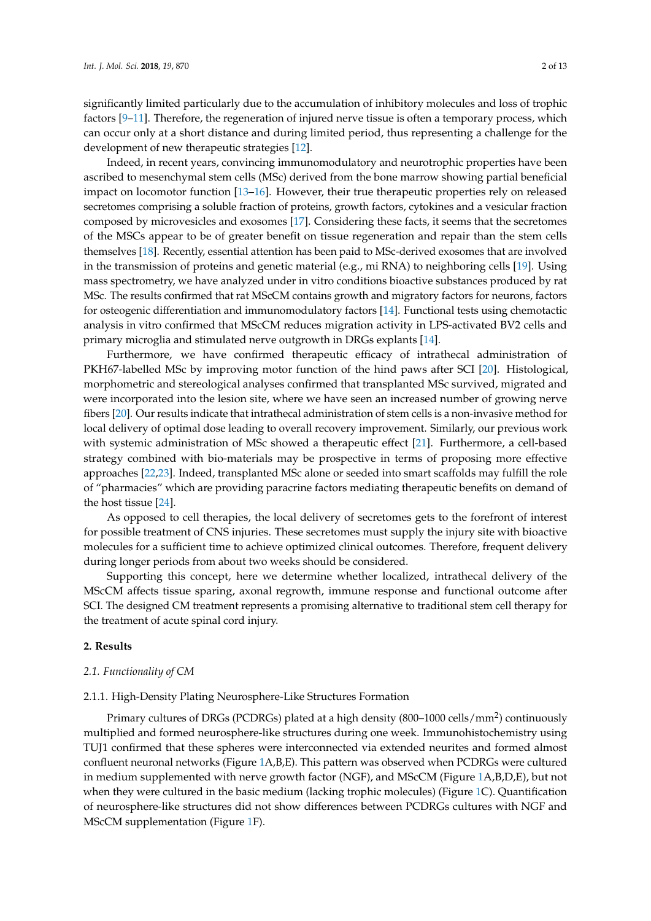significantly limited particularly due to the accumulation of inhibitory molecules and loss of trophic factors [9–11]. Therefore, the regeneration of injured nerve tissue is often a temporary process, which can occur only at a short distance and during limited period, thus representing a challenge for the development of new therapeutic strategies [12].

Indeed, in recent years, convincing immunomodulatory and neurotrophic properties have been ascribed to mesenchymal stem cells (MSc) derived from the bone marrow showing partial beneficial impact on locomotor function [13–16]. However, their true therapeutic properties rely on released secretomes comprising a soluble fraction of proteins, growth factors, cytokines and a vesicular fraction composed by microvesicles and exosomes [17]. Considering these facts, it seems that the secretomes of the MSCs appear to be of greater benefit on tissue regeneration and repair than the stem cells themselves [18]. Recently, essential attention has been paid to MSc-derived exosomes that are involved in the transmission of proteins and genetic material (e.g., mi RNA) to neighboring cells [19]. Using mass spectrometry, we have analyzed under in vitro conditions bioactive substances produced by rat MSc. The results confirmed that rat MScCM contains growth and migratory factors for neurons, factors for osteogenic differentiation and immunomodulatory factors [14]. Functional tests using chemotactic analysis in vitro confirmed that MScCM reduces migration activity in LPS-activated BV2 cells and primary microglia and stimulated nerve outgrowth in DRGs explants [14].

Furthermore, we have confirmed therapeutic efficacy of intrathecal administration of PKH67-labelled MSc by improving motor function of the hind paws after SCI [20]. Histological, morphometric and stereological analyses confirmed that transplanted MSc survived, migrated and were incorporated into the lesion site, where we have seen an increased number of growing nerve fibers [20]. Our results indicate that intrathecal administration of stem cells is a non-invasive method for local delivery of optimal dose leading to overall recovery improvement. Similarly, our previous work with systemic administration of MSc showed a therapeutic effect [21]. Furthermore, a cell-based strategy combined with bio-materials may be prospective in terms of proposing more effective approaches [22,23]. Indeed, transplanted MSc alone or seeded into smart scaffolds may fulfill the role of "pharmacies" which are providing paracrine factors mediating therapeutic benefits on demand of the host tissue [24].

As opposed to cell therapies, the local delivery of secretomes gets to the forefront of interest for possible treatment of CNS injuries. These secretomes must supply the injury site with bioactive molecules for a sufficient time to achieve optimized clinical outcomes. Therefore, frequent delivery during longer periods from about two weeks should be considered.

Supporting this concept, here we determine whether localized, intrathecal delivery of the MScCM affects tissue sparing, axonal regrowth, immune response and functional outcome after SCI. The designed CM treatment represents a promising alternative to traditional stem cell therapy for the treatment of acute spinal cord injury.

## 2. Results

### *2.1. Functionality of CM*

#### 2.1.1. High-Density Plating Neurosphere-Like Structures Formation

Primary cultures of DRGs (PCDRGs) plated at a high density (800–1000 cells/mm$^2$) continuously multiplied and formed neurosphere-like structures during one week. Immunohistochemistry using TUJ1 confirmed that these spheres were interconnected via extended neurites and formed almost confluent neuronal networks (Figure 1A,B,E). This pattern was observed when PCDRGs were cultured in medium supplemented with nerve growth factor (NGF), and MScCM (Figure 1A,B,D,E), but not when they were cultured in the basic medium (lacking trophic molecules) (Figure 1C). Quantification of neurosphere-like structures did not show differences between PCDRGs cultures with NGF and MScCM supplementation (Figure 1F).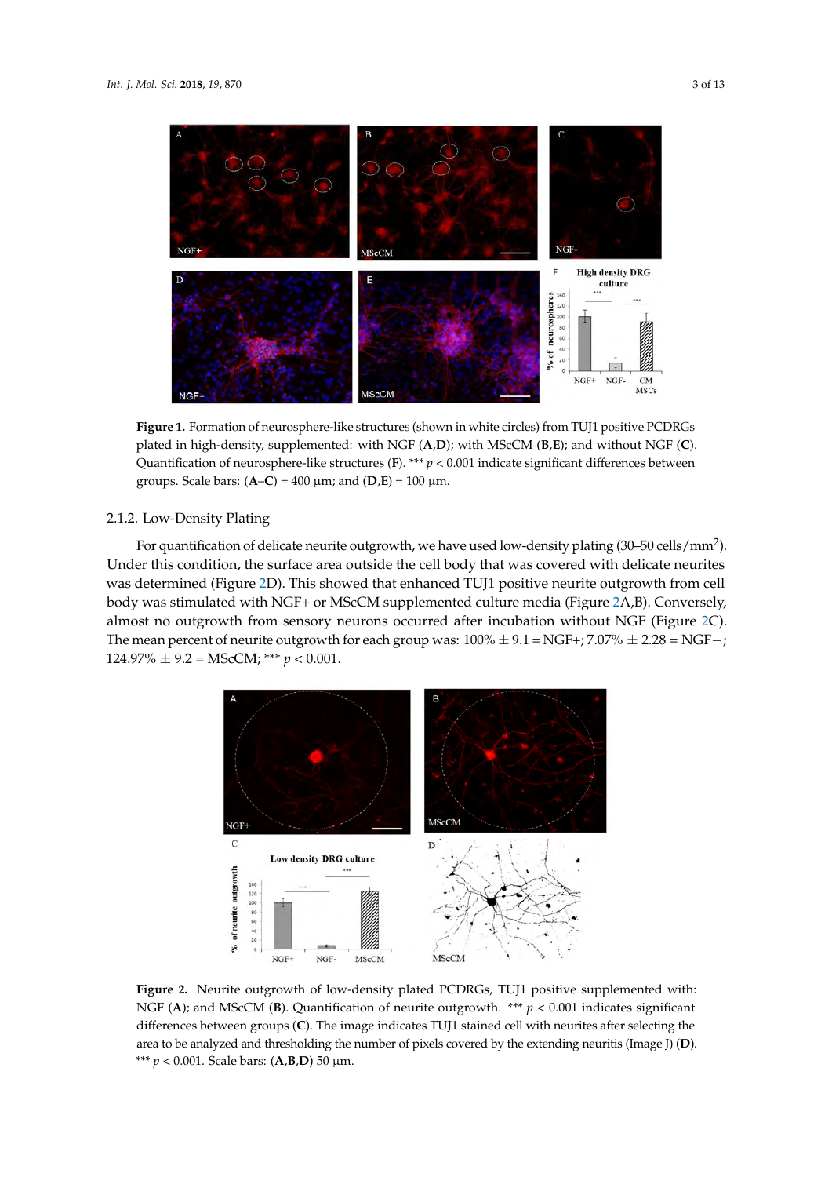**Figure 1.** Formation of neurosphere-like structures (shown in white circles) from TUJ1 positive PCDRGs plated in high-density, supplemented: with NGF (**A**,**D**); with MScCM (**B**,**E**); and without NGF (**C**). Quantification of neurosphere-like structures (**F**). *** $p < 0.001$ indicate significant differences between groups. Scale bars: (**A**–**C**) = 400 µm; and (**D**,**E**) = 100 µm.

### 2.1.2. Low-Density Plating

For quantification of delicate neurite outgrowth, we have used low-density plating (30–50 cells/mm$^2$). Under this condition, the surface area outside the cell body that was covered with delicate neurites was determined (Figure 2D). This showed that enhanced TUJ1 positive neurite outgrowth from cell body was stimulated with NGF+ or MScCM supplemented culture media (Figure 2A,B). Conversely, almost no outgrowth from sensory neurons occurred after incubation without NGF (Figure 2C). The mean percent of neurite outgrowth for each group was: 100% ± 9.1 = NGF+; 7.07% ± 2.28 = NGF−; 124.97% ± 9.2 = MScCM; *** $p < 0.001$.

**Figure 2.** Neurite outgrowth of low-density plated PCDRGs, TUJ1 positive supplemented with: NGF (**A**); and MScCM (**B**). Quantification of neurite outgrowth. *** $p < 0.001$ indicates significant differences between groups (**C**). The image indicates TUJ1 stained cell with neurites after selecting the area to be analyzed and thresholding the number of pixels covered by the extending neuritis (Image J) (**D**). *** $p < 0.001$. Scale bars: (**A**,**B**,**D**) 50 µm.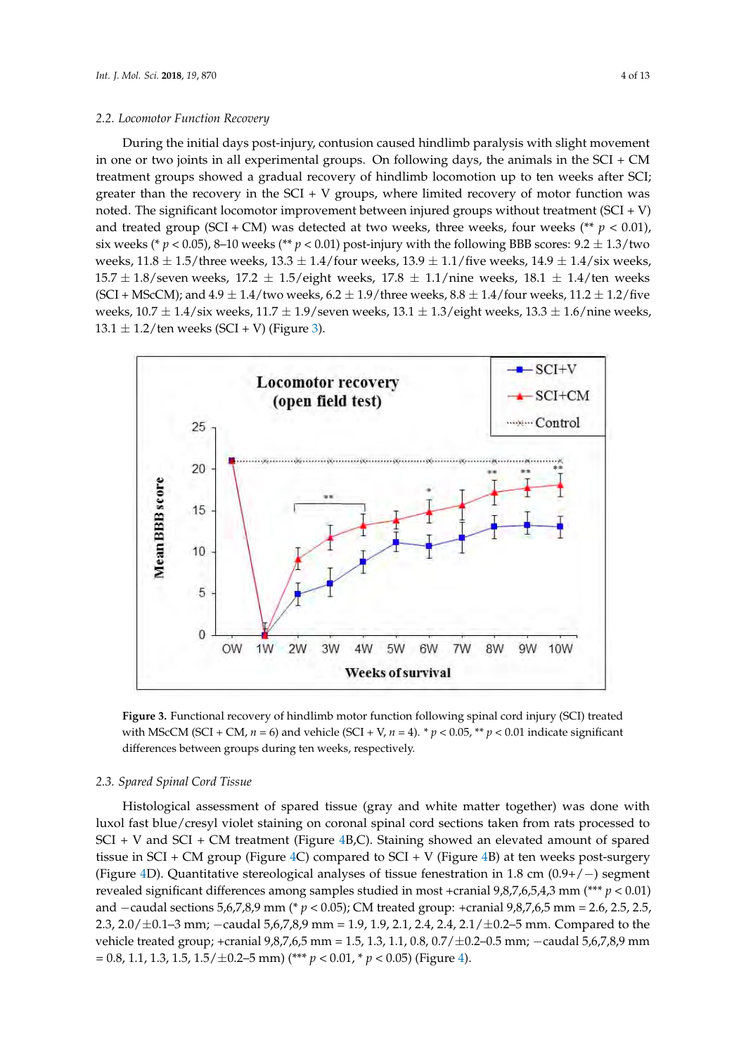### 2.2. Locomotor Function Recovery

During the initial days post-injury, contusion caused hindlimb paralysis with slight movement in one or two joints in all experimental groups. On following days, the animals in the SCI + CM treatment groups showed a gradual recovery of hindlimb locomotion up to ten weeks after SCI; greater than the recovery in the SCI + V groups, where limited recovery of motor function was noted. The significant locomotor improvement between injured groups without treatment (SCI + V) and treated group (SCI + CM) was detected at two weeks, three weeks, four weeks (** $p < 0.01$), six weeks (* $p < 0.05$), 8–10 weeks (** $p < 0.01$) post-injury with the following BBB scores: 9.2 ± 1.3/two weeks, 11.8 ± 1.5/three weeks, 13.3 ± 1.4/four weeks, 13.9 ± 1.1/five weeks, 14.9 ± 1.4/six weeks, 15.7 ± 1.8/seven weeks, 17.2 ± 1.5/eight weeks, 17.8 ± 1.1/nine weeks, 18.1 ± 1.4/ten weeks (SCI + MScCM); and 4.9 ± 1.4/two weeks, 6.2 ± 1.9/three weeks, 8.8 ± 1.4/four weeks, 11.2 ± 1.2/five weeks, 10.7 ± 1.4/six weeks, 11.7 ± 1.9/seven weeks, 13.1 ± 1.3/eight weeks, 13.3 ± 1.6/nine weeks, 13.1 ± 1.2/ten weeks (SCI + V) (Figure 3).

**Figure 3.** Functional recovery of hindlimb motor function following spinal cord injury (SCI) treated with MScCM (SCI + CM, $n = 6$) and vehicle (SCI + V, $n = 4$). * $p < 0.05$, ** $p < 0.01$ indicate significant differences between groups during ten weeks, respectively.

### 2.3. Spared Spinal Cord Tissue

Histological assessment of spared tissue (gray and white matter together) was done with luxol fast blue/cresyl violet staining on coronal spinal cord sections taken from rats processed to SCI + V and SCI + CM treatment (Figure 4B,C). Staining showed an elevated amount of spared tissue in SCI + CM group (Figure 4C) compared to SCI + V (Figure 4B) at ten weeks post-surgery (Figure 4D). Quantitative stereological analyses of tissue fenestration in 1.8 cm (0.9+/−) segment revealed significant differences among samples studied in most +cranial 9,8,7,6,5,4,3 mm (*** $p < 0.01$) and −caudal sections 5,6,7,8,9 mm (* $p < 0.05$); CM treated group: +cranial 9,8,7,6,5 mm = 2.6, 2.5, 2.5, 2.3, 2.0/±0.1–3 mm; −caudal 5,6,7,8,9 mm = 1.9, 1.9, 2.1, 2.4, 2.4, 2.1/±0.2–5 mm. Compared to the vehicle treated group; +cranial 9,8,7,6,5 mm = 1.5, 1.3, 1.1, 0.8, 0.7/±0.2–0.5 mm; −caudal 5,6,7,8,9 mm = 0.8, 1.1, 1.3, 1.5, 1.5/±0.2–5 mm) (*** $p < 0.01$, * $p < 0.05$) (Figure 4).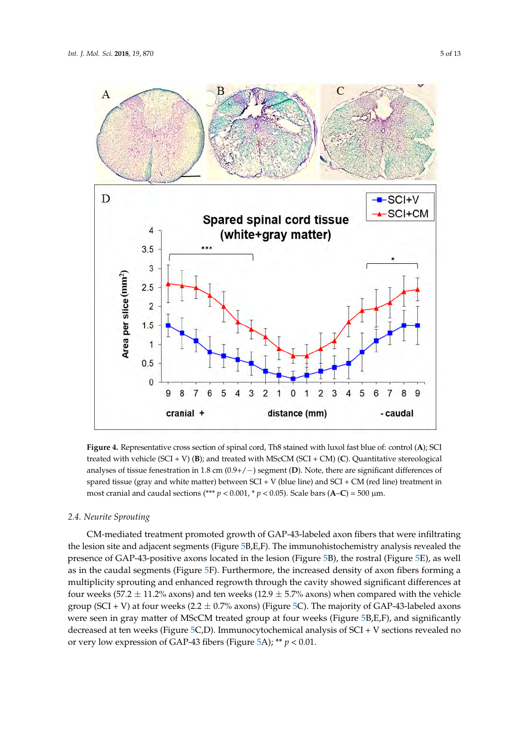**Figure 4.** Representative cross section of spinal cord, Th8 stained with luxol fast blue of: control (**A**); SCI treated with vehicle (SCI + V) (**B**); and treated with MScCM (SCI + CM) (**C**). Quantitative stereological analyses of tissue fenestration in 1.8 cm (0.9+/−) segment (**D**). Note, there are significant differences of spared tissue (gray and white matter) between SCI + V (blue line) and SCI + CM (red line) treatment in most cranial and caudal sections (*** $p < 0.001$, * $p < 0.05$). Scale bars (**A**–**C**) = 500 µm.

### 2.4. Neurite Sprouting

CM-mediated treatment promoted growth of GAP-43-labeled axon fibers that were infiltrating the lesion site and adjacent segments (Figure 5B,E,F). The immunohistochemistry analysis revealed the presence of GAP-43-positive axons located in the lesion (Figure 5B), the rostral (Figure 5E), as well as in the caudal segments (Figure 5F). Furthermore, the increased density of axon fibers forming a multiplicity sprouting and enhanced regrowth through the cavity showed significant differences at four weeks (57.2 ± 11.2% axons) and ten weeks (12.9 ± 5.7% axons) when compared with the vehicle group (SCI + V) at four weeks (2.2 ± 0.7% axons) (Figure 5C). The majority of GAP-43-labeled axons were seen in gray matter of MScCM treated group at four weeks (Figure 5B,E,F), and significantly decreased at ten weeks (Figure 5C,D). Immunocytochemical analysis of SCI + V sections revealed no or very low expression of GAP-43 fibers (Figure 5A); ** $p < 0.01$.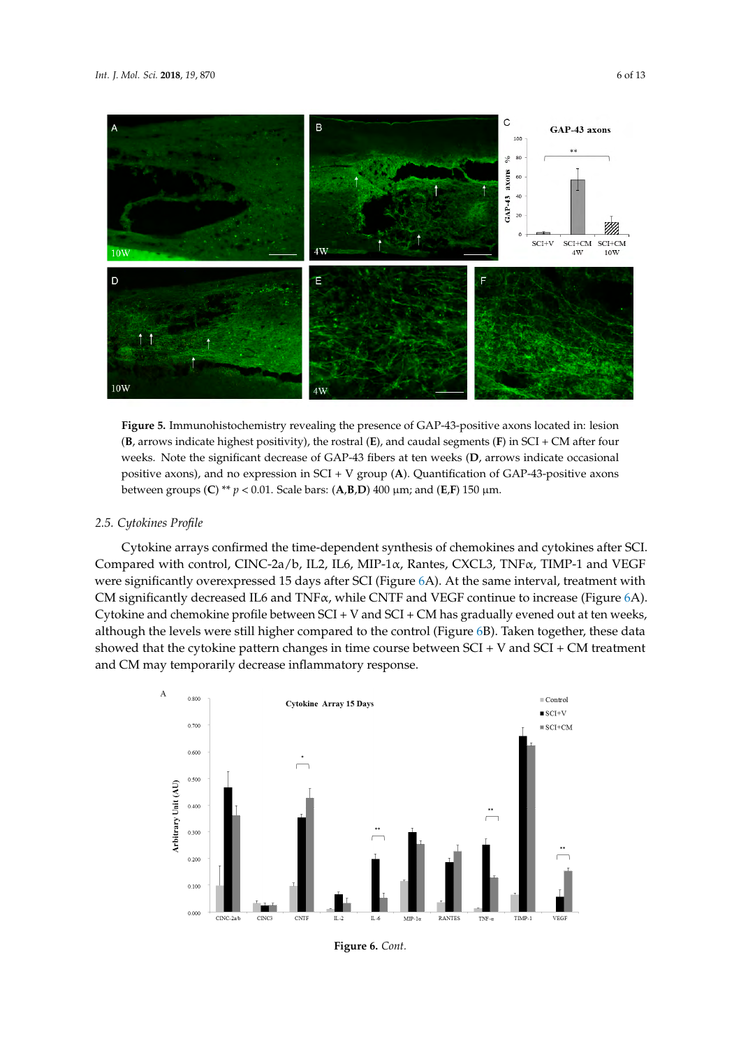**Figure 5.** Immunohistochemistry revealing the presence of GAP-43-positive axons located in: lesion (**B**, arrows indicate highest positivity), the rostral (**E**), and caudal segments (**F**) in SCI + CM after four weeks. Note the significant decrease of GAP-43 fibers at ten weeks (**D**, arrows indicate occasional positive axons), and no expression in SCI + V group (**A**). Quantification of GAP-43-positive axons between groups (**C**) ** $p < 0.01$. Scale bars: (**A**,**B**,**D**) 400 μm; and (**E**,**F**) 150 μm.

### 2.5. Cytokines Profile

Cytokine arrays confirmed the time-dependent synthesis of chemokines and cytokines after SCI. Compared with control, CINC-2a/b, IL2, IL6, MIP-1α, Rantes, CXCL3, TNFα, TIMP-1 and VEGF were significantly overexpressed 15 days after SCI (Figure 6A). At the same interval, treatment with CM significantly decreased IL6 and TNFα, while CNTF and VEGF continue to increase (Figure 6A). Cytokine and chemokine profile between SCI + V and SCI + CM has gradually evened out at ten weeks, although the levels were still higher compared to the control (Figure 6B). Taken together, these data showed that the cytokine pattern changes in time course between SCI + V and SCI + CM treatment and CM may temporarily decrease inflammatory response.

**Figure 6.** *Cont.*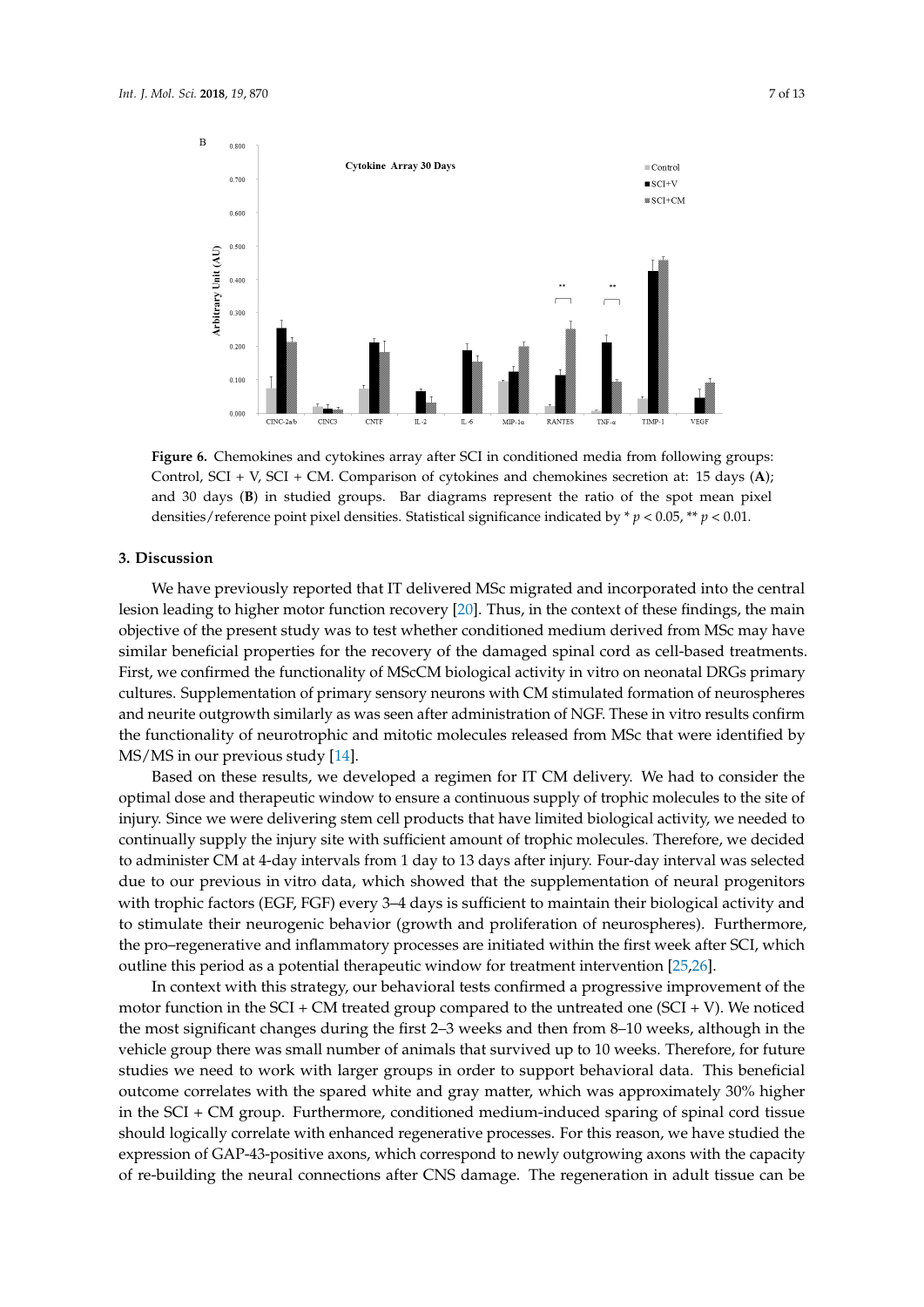**Figure 6.** Chemokines and cytokines array after SCI in conditioned media from following groups: Control, SCI + V, SCI + CM. Comparison of cytokines and chemokines secretion at: 15 days (**A**); and 30 days (**B**) in studied groups. Bar diagrams represent the ratio of the spot mean pixel densities/reference point pixel densities. Statistical significance indicated by * $p < 0.05$, ** $p < 0.01$.

## 3. Discussion

We have previously reported that IT delivered MSc migrated and incorporated into the central lesion leading to higher motor function recovery [20]. Thus, in the context of these findings, the main objective of the present study was to test whether conditioned medium derived from MSc may have similar beneficial properties for the recovery of the damaged spinal cord as cell-based treatments. First, we confirmed the functionality of MScCM biological activity in vitro on neonatal DRGs primary cultures. Supplementation of primary sensory neurons with CM stimulated formation of neurospheres and neurite outgrowth similarly as was seen after administration of NGF. These in vitro results confirm the functionality of neurotrophic and mitotic molecules released from MSc that were identified by MS/MS in our previous study [14].

Based on these results, we developed a regimen for IT CM delivery. We had to consider the optimal dose and therapeutic window to ensure a continuous supply of trophic molecules to the site of injury. Since we were delivering stem cell products that have limited biological activity, we needed to continually supply the injury site with sufficient amount of trophic molecules. Therefore, we decided to administer CM at 4-day intervals from 1 day to 13 days after injury. Four-day interval was selected due to our previous in vitro data, which showed that the supplementation of neural progenitors with trophic factors (EGF, FGF) every 3–4 days is sufficient to maintain their biological activity and to stimulate their neurogenic behavior (growth and proliferation of neurospheres). Furthermore, the pro–regenerative and inflammatory processes are initiated within the first week after SCI, which outline this period as a potential therapeutic window for treatment intervention [25,26].

In context with this strategy, our behavioral tests confirmed a progressive improvement of the motor function in the SCI + CM treated group compared to the untreated one (SCI + V). We noticed the most significant changes during the first 2–3 weeks and then from 8–10 weeks, although in the vehicle group there was small number of animals that survived up to 10 weeks. Therefore, for future studies we need to work with larger groups in order to support behavioral data. This beneficial outcome correlates with the spared white and gray matter, which was approximately 30% higher in the SCI + CM group. Furthermore, conditioned medium-induced sparing of spinal cord tissue should logically correlate with enhanced regenerative processes. For this reason, we have studied the expression of GAP-43-positive axons, which correspond to newly outgrowing axons with the capacity of re-building the neural connections after CNS damage. The regeneration in adult tissue can be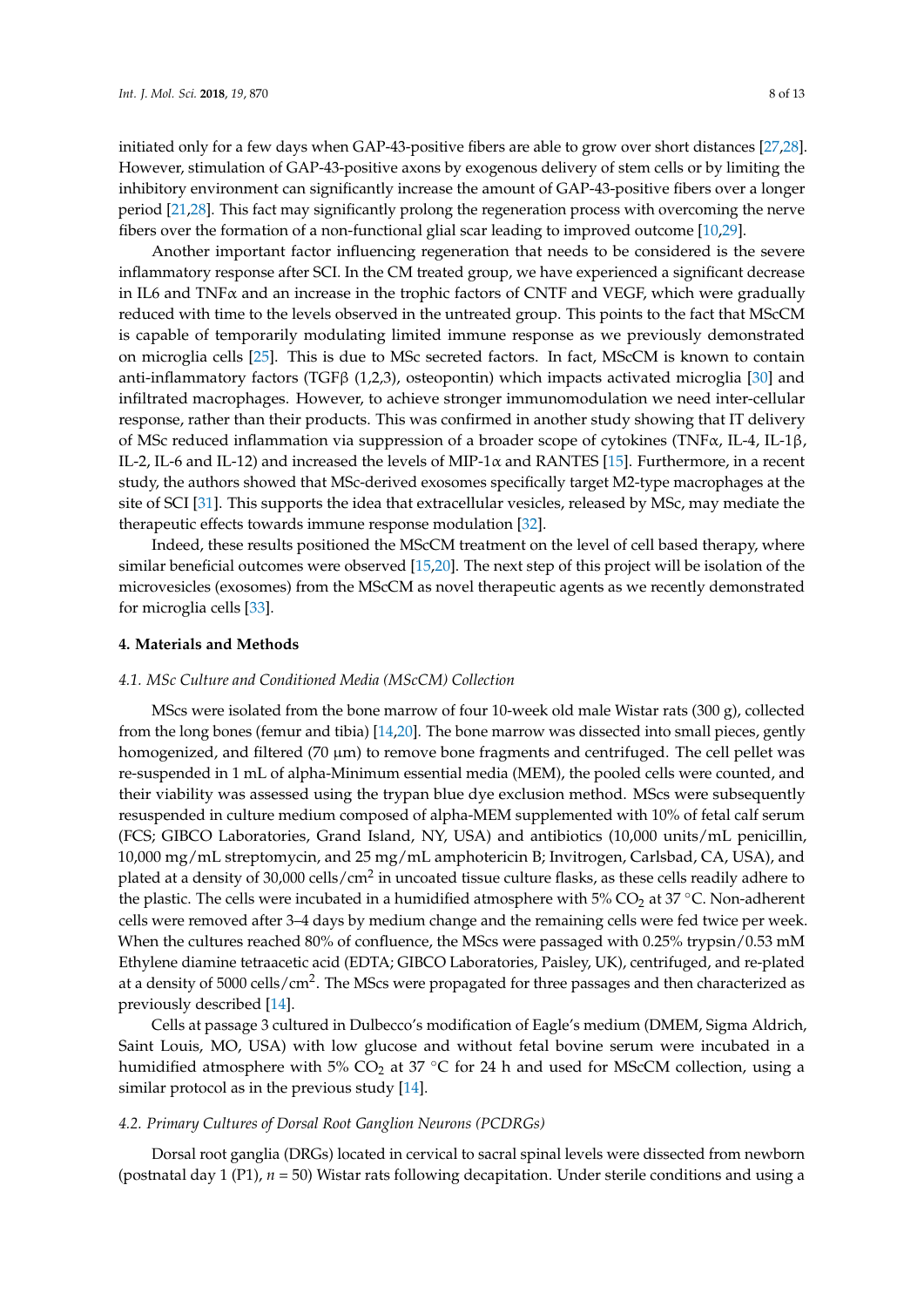initiated only for a few days when GAP-43-positive fibers are able to grow over short distances [27,28]. However, stimulation of GAP-43-positive axons by exogenous delivery of stem cells or by limiting the inhibitory environment can significantly increase the amount of GAP-43-positive fibers over a longer period [21,28]. This fact may significantly prolong the regeneration process with overcoming the nerve fibers over the formation of a non-functional glial scar leading to improved outcome [10,29].

Another important factor influencing regeneration that needs to be considered is the severe inflammatory response after SCI. In the CM treated group, we have experienced a significant decrease in IL6 and TNFα and an increase in the trophic factors of CNTF and VEGF, which were gradually reduced with time to the levels observed in the untreated group. This points to the fact that MScCM is capable of temporarily modulating limited immune response as we previously demonstrated on microglia cells [25]. This is due to MSc secreted factors. In fact, MScCM is known to contain anti-inflammatory factors (TGFβ (1,2,3), osteopontin) which impacts activated microglia [30] and infiltrated macrophages. However, to achieve stronger immunomodulation we need inter-cellular response, rather than their products. This was confirmed in another study showing that IT delivery of MSc reduced inflammation via suppression of a broader scope of cytokines (TNFα, IL-4, IL-1β, IL-2, IL-6 and IL-12) and increased the levels of MIP-1α and RANTES [15]. Furthermore, in a recent study, the authors showed that MSc-derived exosomes specifically target M2-type macrophages at the site of SCI [31]. This supports the idea that extracellular vesicles, released by MSc, may mediate the therapeutic effects towards immune response modulation [32].

Indeed, these results positioned the MScCM treatment on the level of cell based therapy, where similar beneficial outcomes were observed [15,20]. The next step of this project will be isolation of the microvesicles (exosomes) from the MScCM as novel therapeutic agents as we recently demonstrated for microglia cells [33].

## 4. Materials and Methods

### *4.1. MSc Culture and Conditioned Media (MScCM) Collection*

MScs were isolated from the bone marrow of four 10-week old male Wistar rats (300 g), collected from the long bones (femur and tibia) [14,20]. The bone marrow was dissected into small pieces, gently homogenized, and filtered (70 µm) to remove bone fragments and centrifuged. The cell pellet was re-suspended in 1 mL of alpha-Minimum essential media (MEM), the pooled cells were counted, and their viability was assessed using the trypan blue dye exclusion method. MScs were subsequently resuspended in culture medium composed of alpha-MEM supplemented with 10% of fetal calf serum (FCS; GIBCO Laboratories, Grand Island, NY, USA) and antibiotics (10,000 units/mL penicillin, 10,000 mg/mL streptomycin, and 25 mg/mL amphotericin B; Invitrogen, Carlsbad, CA, USA), and plated at a density of 30,000 cells/cm$^2$ in uncoated tissue culture flasks, as these cells readily adhere to the plastic. The cells were incubated in a humidified atmosphere with 5% $CO_2$ at 37 °C. Non-adherent cells were removed after 3–4 days by medium change and the remaining cells were fed twice per week. When the cultures reached 80% of confluence, the MScs were passaged with 0.25% trypsin/0.53 mM Ethylene diamine tetraacetic acid (EDTA; GIBCO Laboratories, Paisley, UK), centrifuged, and re-plated at a density of 5000 cells/cm$^2$. The MScs were propagated for three passages and then characterized as previously described [14].

Cells at passage 3 cultured in Dulbecco's modification of Eagle's medium (DMEM, Sigma Aldrich, Saint Louis, MO, USA) with low glucose and without fetal bovine serum were incubated in a humidified atmosphere with 5% $CO_2$ at 37 °C for 24 h and used for MScCM collection, using a similar protocol as in the previous study [14].

### *4.2. Primary Cultures of Dorsal Root Ganglion Neurons (PCDRGs)*

Dorsal root ganglia (DRGs) located in cervical to sacral spinal levels were dissected from newborn (postnatal day 1 (P1), *n* = 50) Wistar rats following decapitation. Under sterile conditions and using a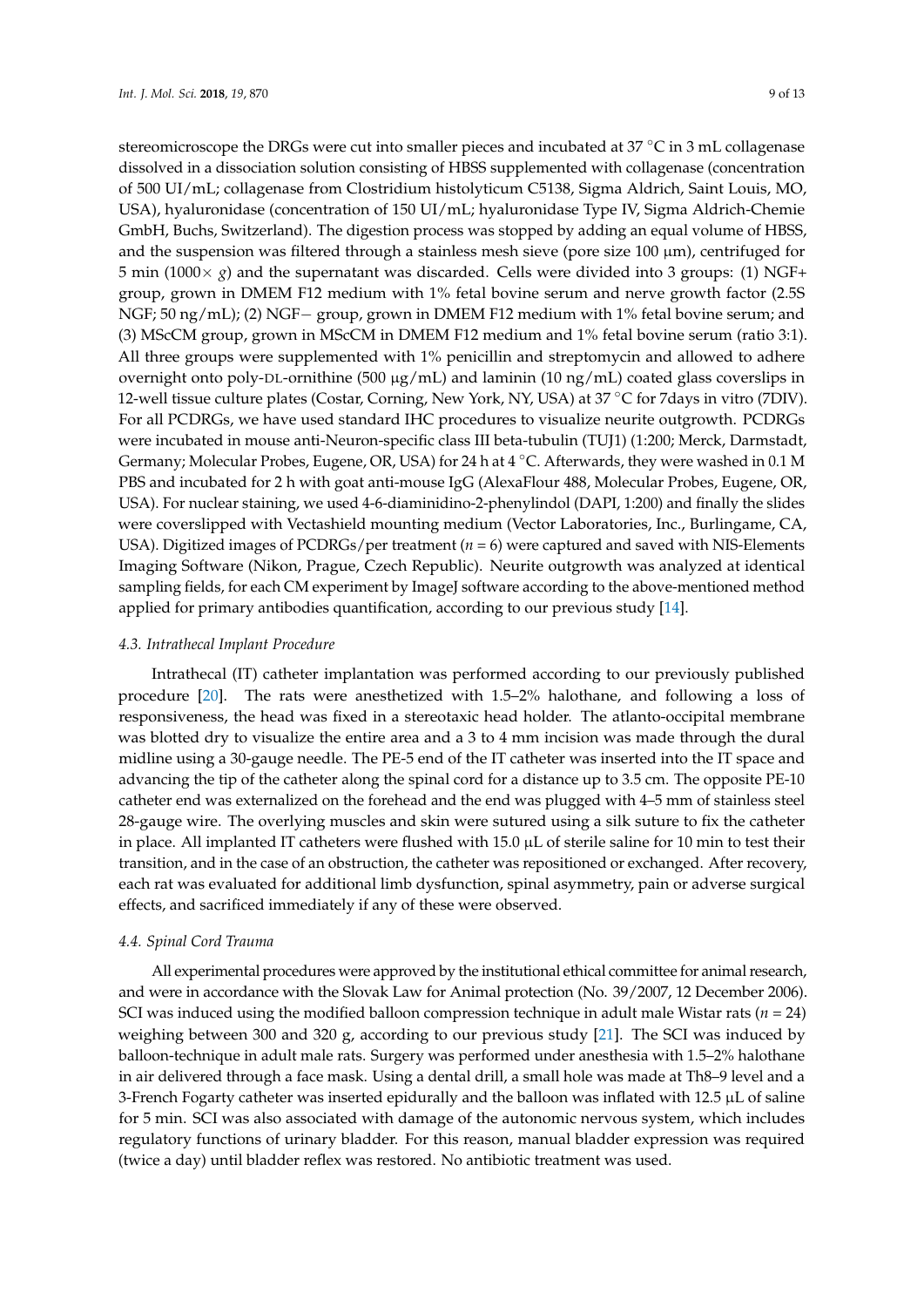stereomicroscope the DRGs were cut into smaller pieces and incubated at 37 °C in 3 mL collagenase dissolved in a dissociation solution consisting of HBSS supplemented with collagenase (concentration of 500 UI/mL; collagenase from Clostridium histolyticum C5138, Sigma Aldrich, Saint Louis, MO, USA), hyaluronidase (concentration of 150 UI/mL; hyaluronidase Type IV, Sigma Aldrich-Chemie GmbH, Buchs, Switzerland). The digestion process was stopped by adding an equal volume of HBSS, and the suspension was filtered through a stainless mesh sieve (pore size 100 μm), centrifuged for 5 min (1000× *g*) and the supernatant was discarded. Cells were divided into 3 groups: (1) NGF+ group, grown in DMEM F12 medium with 1% fetal bovine serum and nerve growth factor (2.5S NGF; 50 ng/mL); (2) NGF− group, grown in DMEM F12 medium with 1% fetal bovine serum; and (3) MScCM group, grown in MScCM in DMEM F12 medium and 1% fetal bovine serum (ratio 3:1). All three groups were supplemented with 1% penicillin and streptomycin and allowed to adhere overnight onto poly-DL-ornithine (500 μg/mL) and laminin (10 ng/mL) coated glass coverslips in 12-well tissue culture plates (Costar, Corning, New York, NY, USA) at 37 °C for 7days in vitro (7DIV). For all PCDRGs, we have used standard IHC procedures to visualize neurite outgrowth. PCDRGs were incubated in mouse anti-Neuron-specific class III beta-tubulin (TUJ1) (1:200; Merck, Darmstadt, Germany; Molecular Probes, Eugene, OR, USA) for 24 h at 4 °C. Afterwards, they were washed in 0.1 M PBS and incubated for 2 h with goat anti-mouse IgG (AlexaFlour 488, Molecular Probes, Eugene, OR, USA). For nuclear staining, we used 4-6-diaminidino-2-phenylindol (DAPI, 1:200) and finally the slides were coverslipped with Vectashield mounting medium (Vector Laboratories, Inc., Burlingame, CA, USA). Digitized images of PCDRGs/per treatment (*n* = 6) were captured and saved with NIS-Elements Imaging Software (Nikon, Prague, Czech Republic). Neurite outgrowth was analyzed at identical sampling fields, for each CM experiment by ImageJ software according to the above-mentioned method applied for primary antibodies quantification, according to our previous study [14].

### 4.3. Intrathecal Implant Procedure

Intrathecal (IT) catheter implantation was performed according to our previously published procedure [20]. The rats were anesthetized with 1.5–2% halothane, and following a loss of responsiveness, the head was fixed in a stereotaxic head holder. The atlanto-occipital membrane was blotted dry to visualize the entire area and a 3 to 4 mm incision was made through the dural midline using a 30-gauge needle. The PE-5 end of the IT catheter was inserted into the IT space and advancing the tip of the catheter along the spinal cord for a distance up to 3.5 cm. The opposite PE-10 catheter end was externalized on the forehead and the end was plugged with 4–5 mm of stainless steel 28-gauge wire. The overlying muscles and skin were sutured using a silk suture to fix the catheter in place. All implanted IT catheters were flushed with 15.0 μL of sterile saline for 10 min to test their transition, and in the case of an obstruction, the catheter was repositioned or exchanged. After recovery, each rat was evaluated for additional limb dysfunction, spinal asymmetry, pain or adverse surgical effects, and sacrificed immediately if any of these were observed.

### 4.4. Spinal Cord Trauma

All experimental procedures were approved by the institutional ethical committee for animal research, and were in accordance with the Slovak Law for Animal protection (No. 39/2007, 12 December 2006). SCI was induced using the modified balloon compression technique in adult male Wistar rats (*n* = 24) weighing between 300 and 320 g, according to our previous study [21]. The SCI was induced by balloon-technique in adult male rats. Surgery was performed under anesthesia with 1.5–2% halothane in air delivered through a face mask. Using a dental drill, a small hole was made at Th8–9 level and a 3-French Fogarty catheter was inserted epidurally and the balloon was inflated with 12.5 μL of saline for 5 min. SCI was also associated with damage of the autonomic nervous system, which includes regulatory functions of urinary bladder. For this reason, manual bladder expression was required (twice a day) until bladder reflex was restored. No antibiotic treatment was used.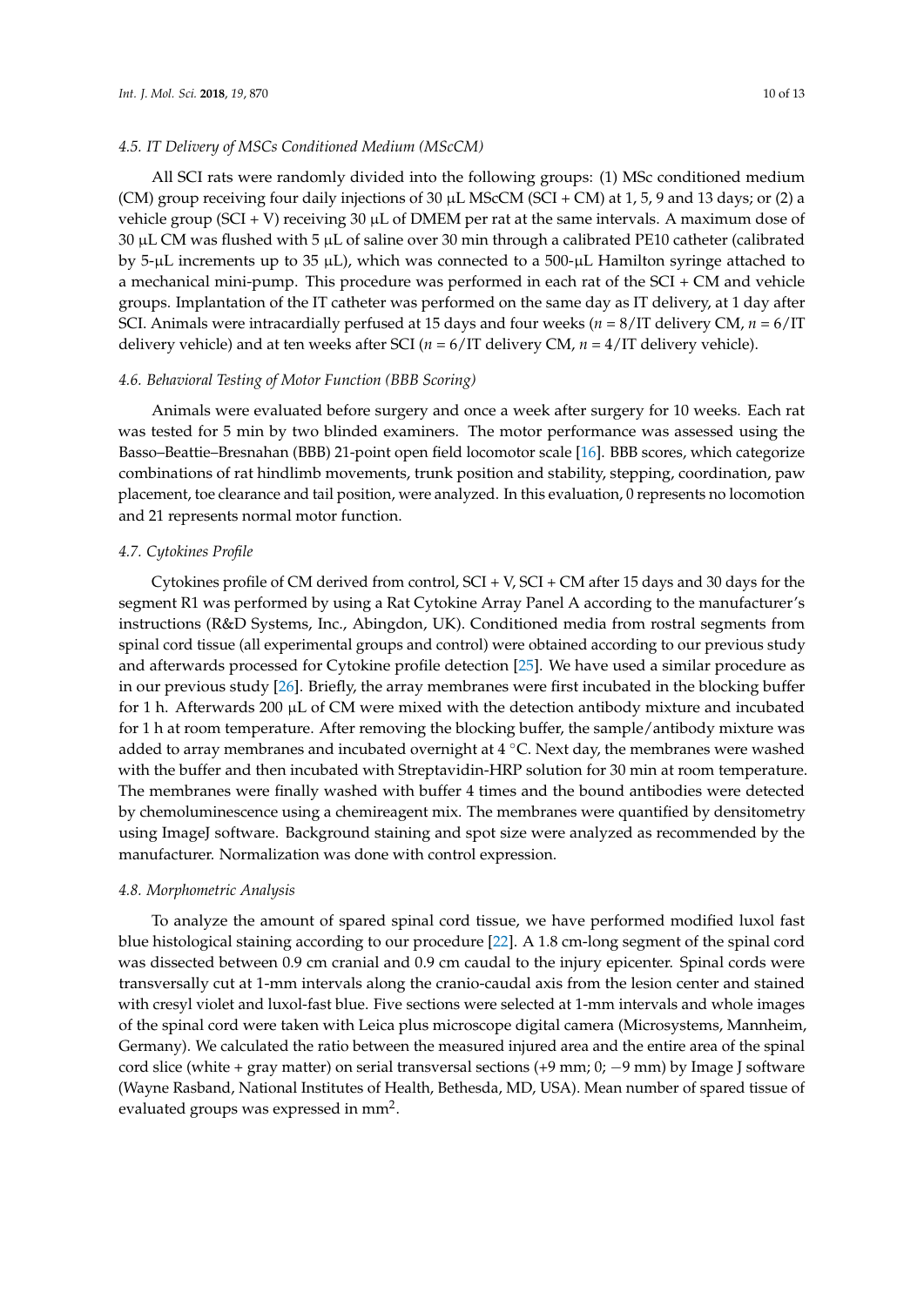### 4.5. IT Delivery of MSCs Conditioned Medium (MScCM)

All SCI rats were randomly divided into the following groups: (1) MSc conditioned medium (CM) group receiving four daily injections of 30 μL MScCM (SCI + CM) at 1, 5, 9 and 13 days; or (2) a vehicle group (SCI + V) receiving 30 μL of DMEM per rat at the same intervals. A maximum dose of 30 μL CM was flushed with 5 μL of saline over 30 min through a calibrated PE10 catheter (calibrated by 5-μL increments up to 35 μL), which was connected to a 500-μL Hamilton syringe attached to a mechanical mini-pump. This procedure was performed in each rat of the SCI + CM and vehicle groups. Implantation of the IT catheter was performed on the same day as IT delivery, at 1 day after SCI. Animals were intracardially perfused at 15 days and four weeks ($n$ = 8/IT delivery CM, $n$ = 6/IT delivery vehicle) and at ten weeks after SCI ($n$ = 6/IT delivery CM, $n$ = 4/IT delivery vehicle).

### 4.6. Behavioral Testing of Motor Function (BBB Scoring)

Animals were evaluated before surgery and once a week after surgery for 10 weeks. Each rat was tested for 5 min by two blinded examiners. The motor performance was assessed using the Basso–Beattie–Bresnahan (BBB) 21-point open field locomotor scale [16]. BBB scores, which categorize combinations of rat hindlimb movements, trunk position and stability, stepping, coordination, paw placement, toe clearance and tail position, were analyzed. In this evaluation, 0 represents no locomotion and 21 represents normal motor function.

### 4.7. Cytokines Profile

Cytokines profile of CM derived from control, SCI + V, SCI + CM after 15 days and 30 days for the segment R1 was performed by using a Rat Cytokine Array Panel A according to the manufacturer's instructions (R&D Systems, Inc., Abingdon, UK). Conditioned media from rostral segments from spinal cord tissue (all experimental groups and control) were obtained according to our previous study and afterwards processed for Cytokine profile detection [25]. We have used a similar procedure as in our previous study [26]. Briefly, the array membranes were first incubated in the blocking buffer for 1 h. Afterwards 200 μL of CM were mixed with the detection antibody mixture and incubated for 1 h at room temperature. After removing the blocking buffer, the sample/antibody mixture was added to array membranes and incubated overnight at 4 °C. Next day, the membranes were washed with the buffer and then incubated with Streptavidin-HRP solution for 30 min at room temperature. The membranes were finally washed with buffer 4 times and the bound antibodies were detected by chemoluminescence using a chemireagent mix. The membranes were quantified by densitometry using ImageJ software. Background staining and spot size were analyzed as recommended by the manufacturer. Normalization was done with control expression.

### 4.8. Morphometric Analysis

To analyze the amount of spared spinal cord tissue, we have performed modified luxol fast blue histological staining according to our procedure [22]. A 1.8 cm-long segment of the spinal cord was dissected between 0.9 cm cranial and 0.9 cm caudal to the injury epicenter. Spinal cords were transversally cut at 1-mm intervals along the cranio-caudal axis from the lesion center and stained with cresyl violet and luxol-fast blue. Five sections were selected at 1-mm intervals and whole images of the spinal cord were taken with Leica plus microscope digital camera (Microsystems, Mannheim, Germany). We calculated the ratio between the measured injured area and the entire area of the spinal cord slice (white + gray matter) on serial transversal sections (+9 mm; 0; −9 mm) by Image J software (Wayne Rasband, National Institutes of Health, Bethesda, MD, USA). Mean number of spared tissue of evaluated groups was expressed in $mm^2$.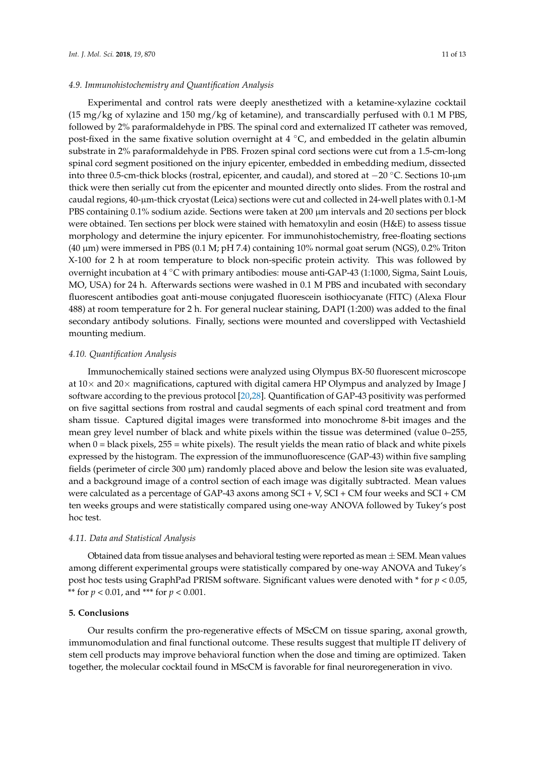### 4.9. Immunohistochemistry and Quantification Analysis

Experimental and control rats were deeply anesthetized with a ketamine-xylazine cocktail (15 mg/kg of xylazine and 150 mg/kg of ketamine), and transcardially perfused with 0.1 M PBS, followed by 2% paraformaldehyde in PBS. The spinal cord and externalized IT catheter was removed, post-fixed in the same fixative solution overnight at 4 °C, and embedded in the gelatin albumin substrate in 2% paraformaldehyde in PBS. Frozen spinal cord sections were cut from a 1.5-cm-long spinal cord segment positioned on the injury epicenter, embedded in embedding medium, dissected into three 0.5-cm-thick blocks (rostral, epicenter, and caudal), and stored at −20 °C. Sections 10-μm thick were then serially cut from the epicenter and mounted directly onto slides. From the rostral and caudal regions, 40-μm-thick cryostat (Leica) sections were cut and collected in 24-well plates with 0.1-M PBS containing 0.1% sodium azide. Sections were taken at 200 μm intervals and 20 sections per block were obtained. Ten sections per block were stained with hematoxylin and eosin (H&E) to assess tissue morphology and determine the injury epicenter. For immunohistochemistry, free-floating sections (40 μm) were immersed in PBS (0.1 M; pH 7.4) containing 10% normal goat serum (NGS), 0.2% Triton X-100 for 2 h at room temperature to block non-specific protein activity. This was followed by overnight incubation at 4 °C with primary antibodies: mouse anti-GAP-43 (1:1000, Sigma, Saint Louis, MO, USA) for 24 h. Afterwards sections were washed in 0.1 M PBS and incubated with secondary fluorescent antibodies goat anti-mouse conjugated fluorescein isothiocyanate (FITC) (Alexa Flour 488) at room temperature for 2 h. For general nuclear staining, DAPI (1:200) was added to the final secondary antibody solutions. Finally, sections were mounted and coverslipped with Vectashield mounting medium.

### 4.10. Quantification Analysis

Immunochemically stained sections were analyzed using Olympus BX-50 fluorescent microscope at 10× and 20× magnifications, captured with digital camera HP Olympus and analyzed by Image J software according to the previous protocol [20,28]. Quantification of GAP-43 positivity was performed on five sagittal sections from rostral and caudal segments of each spinal cord treatment and from sham tissue. Captured digital images were transformed into monochrome 8-bit images and the mean grey level number of black and white pixels within the tissue was determined (value 0–255, when 0 = black pixels, 255 = white pixels). The result yields the mean ratio of black and white pixels expressed by the histogram. The expression of the immunofluorescence (GAP-43) within five sampling fields (perimeter of circle 300 μm) randomly placed above and below the lesion site was evaluated, and a background image of a control section of each image was digitally subtracted. Mean values were calculated as a percentage of GAP-43 axons among SCI + V, SCI + CM four weeks and SCI + CM ten weeks groups and were statistically compared using one-way ANOVA followed by Tukey's post hoc test.

### 4.11. Data and Statistical Analysis

Obtained data from tissue analyses and behavioral testing were reported as mean ± SEM. Mean values among different experimental groups were statistically compared by one-way ANOVA and Tukey's post hoc tests using GraphPad PRISM software. Significant values were denoted with * for $p < 0.05$, ** for $p < 0.01$, and *** for $p < 0.001$.

## 5. Conclusions

Our results confirm the pro-regenerative effects of MScCM on tissue sparing, axonal growth, immunomodulation and final functional outcome. These results suggest that multiple IT delivery of stem cell products may improve behavioral function when the dose and timing are optimized. Taken together, the molecular cocktail found in MScCM is favorable for final neuroregeneration in vivo.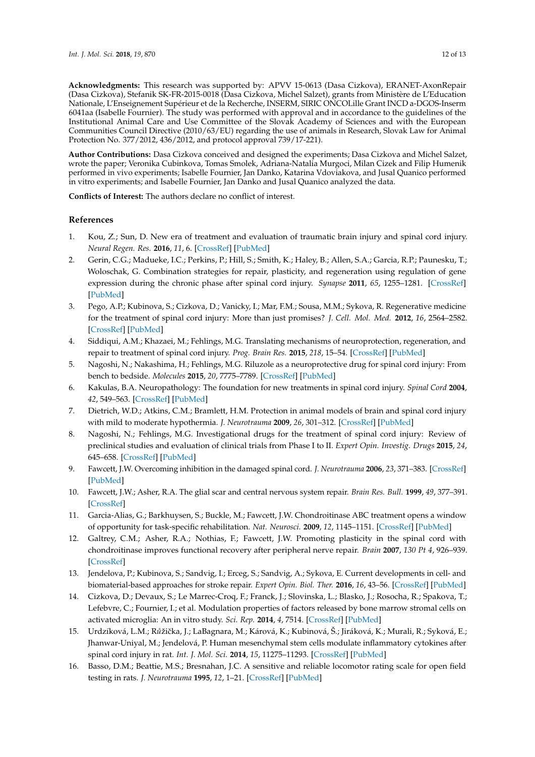**Acknowledgments:** This research was supported by: APVV 15-0613 (Dasa Cizkova), ERANET-AxonRepair (Dasa Cizkova), Stefanik SK-FR-2015-0018 (Dasa Cizkova, Michel Salzet), grants from Ministère de L'Education Nationale, L'Enseignement Supérieur et de la Recherche, INSERM, SIRIC ONCOLille Grant INCD a-DGOS-Inserm 6041aa (Isabelle Fournier). The study was performed with approval and in accordance to the guidelines of the Institutional Animal Care and Use Committee of the Slovak Academy of Sciences and with the European Communities Council Directive (2010/63/EU) regarding the use of animals in Research, Slovak Law for Animal Protection No. 377/2012, 436/2012, and protocol approval 739/17-221).

**Author Contributions:** Dasa Cizkova conceived and designed the experiments; Dasa Cizkova and Michel Salzet, wrote the paper; Veronika Cubinkova, Tomas Smolek, Adriana-Natalia Murgoci, Milan Cizek and Filip Humenik performed in vivo experiments; Isabelle Fournier, Jan Danko, Katarina Vdoviakova, and Jusal Quanico performed in vitro experiments; and Isabelle Fournier, Jan Danko and Jusal Quanico analyzed the data.

**Conflicts of Interest:** The authors declare no conflict of interest.

## References

1. Kou, Z.; Sun, D. New era of treatment and evaluation of traumatic brain injury and spinal cord injury. *Neural Regen. Res.* **2016**, *11*, 6. [CrossRef] [PubMed]
2. Gerin, C.G.; Madueke, I.C.; Perkins, P.; Hill, S.; Smith, K.; Haley, B.; Allen, S.A.; Garcia, R.P.; Paunesku, T.; Woloschak, G. Combination strategies for repair, plasticity, and regeneration using regulation of gene expression during the chronic phase after spinal cord injury. *Synapse* **2011**, *65*, 1255–1281. [CrossRef] [PubMed]
3. Pego, A.P.; Kubinova, S.; Cizkova, D.; Vanicky, I.; Mar, F.M.; Sousa, M.M.; Sykova, R. Regenerative medicine for the treatment of spinal cord injury: More than just promises? *J. Cell. Mol. Med.* **2012**, *16*, 2564–2582. [CrossRef] [PubMed]
4. Siddiqui, A.M.; Khazaei, M.; Fehlings, M.G. Translating mechanisms of neuroprotection, regeneration, and repair to treatment of spinal cord injury. *Prog. Brain Res.* **2015**, *218*, 15–54. [CrossRef] [PubMed]
5. Nagoshi, N.; Nakashima, H.; Fehlings, M.G. Riluzole as a neuroprotective drug for spinal cord injury: From bench to bedside. *Molecules* **2015**, *20*, 7775–7789. [CrossRef] [PubMed]
6. Kakulas, B.A. Neuropathology: The foundation for new treatments in spinal cord injury. *Spinal Cord* **2004**, *42*, 549–563. [CrossRef] [PubMed]
7. Dietrich, W.D.; Atkins, C.M.; Bramlett, H.M. Protection in animal models of brain and spinal cord injury with mild to moderate hypothermia. *J. Neurotrauma* **2009**, *26*, 301–312. [CrossRef] [PubMed]
8. Nagoshi, N.; Fehlings, M.G. Investigational drugs for the treatment of spinal cord injury: Review of preclinical studies and evaluation of clinical trials from Phase I to II. *Expert Opin. Investig. Drugs* **2015**, *24*, 645–658. [CrossRef] [PubMed]
9. Fawcett, J.W. Overcoming inhibition in the damaged spinal cord. *J. Neurotrauma* **2006**, *23*, 371–383. [CrossRef] [PubMed]
10. Fawcett, J.W.; Asher, R.A. The glial scar and central nervous system repair. *Brain Res. Bull.* **1999**, *49*, 377–391. [CrossRef]
11. Garcia-Alias, G.; Barkhuysen, S.; Buckle, M.; Fawcett, J.W. Chondroitinase ABC treatment opens a window of opportunity for task-specific rehabilitation. *Nat. Neurosci.* **2009**, *12*, 1145–1151. [CrossRef] [PubMed]
12. Galtrey, C.M.; Asher, R.A.; Nothias, F.; Fawcett, J.W. Promoting plasticity in the spinal cord with chondroitinase improves functional recovery after peripheral nerve repair. *Brain* **2007**, *130 Pt 4*, 926–939. [CrossRef]
13. Jendelova, P.; Kubinova, S.; Sandvig, I.; Erceg, S.; Sandvig, A.; Sykova, E. Current developments in cell- and biomaterial-based approaches for stroke repair. *Expert Opin. Biol. Ther.* **2016**, *16*, 43–56. [CrossRef] [PubMed]
14. Cizkova, D.; Devaux, S.; Le Marrec-Croq, F.; Franck, J.; Slovinska, L.; Blasko, J.; Rosocha, R.; Spakova, T.; Lefebvre, C.; Fournier, I.; et al. Modulation properties of factors released by bone marrow stromal cells on activated microglia: An in vitro study. *Sci. Rep.* **2014**, *4*, 7514. [CrossRef] [PubMed]
15. Urdzíková, L.M.; Růžička, J.; LaBagnara, M.; Kárová, K.; Kubinová, Š.; Jiráková, K.; Murali, R.; Syková, E.; Jhanwar-Uniyal, M.; Jendelová, P. Human mesenchymal stem cells modulate inflammatory cytokines after spinal cord injury in rat. *Int. J. Mol. Sci.* **2014**, *15*, 11275–11293. [CrossRef] [PubMed]
16. Basso, D.M.; Beattie, M.S.; Bresnahan, J.C. A sensitive and reliable locomotor rating scale for open field testing in rats. *J. Neurotrauma* **1995**, *12*, 1–21. [CrossRef] [PubMed]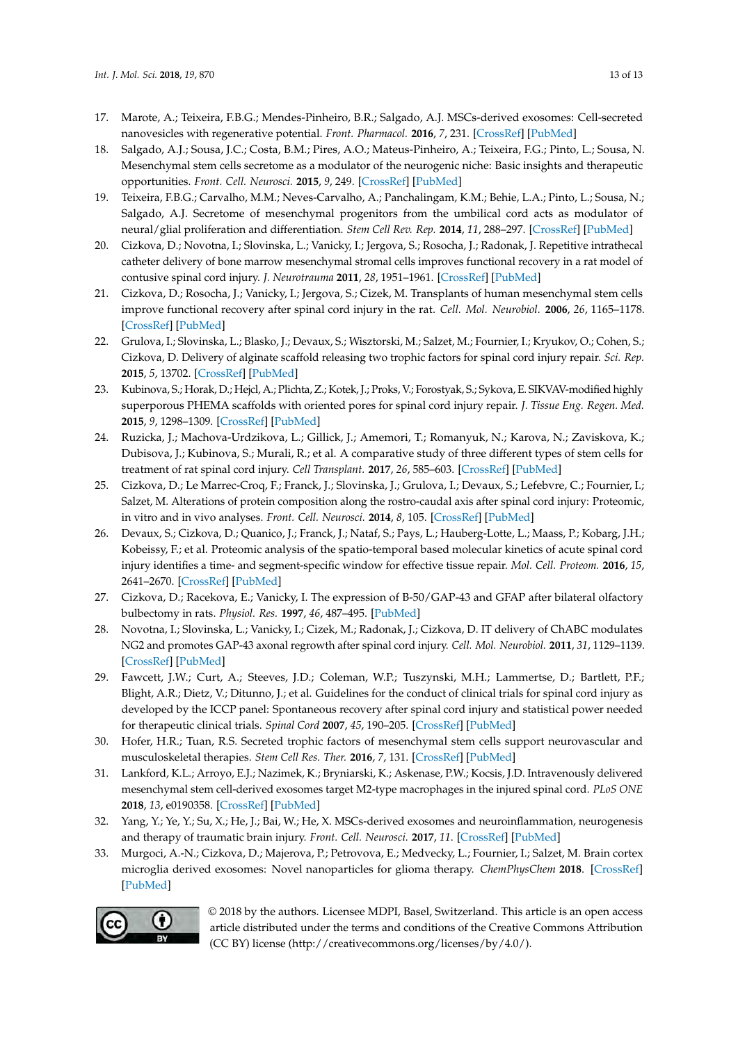17. Marote, A.; Teixeira, F.B.G.; Mendes-Pinheiro, B.R.; Salgado, A.J. MSCs-derived exosomes: Cell-secreted nanovesicles with regenerative potential. *Front. Pharmacol.* **2016**, *7*, 231. [CrossRef] [PubMed]
18. Salgado, A.J.; Sousa, J.C.; Costa, B.M.; Pires, A.O.; Mateus-Pinheiro, A.; Teixeira, F.G.; Pinto, L.; Sousa, N. Mesenchymal stem cells secretome as a modulator of the neurogenic niche: Basic insights and therapeutic opportunities. *Front. Cell. Neurosci.* **2015**, *9*, 249. [CrossRef] [PubMed]
19. Teixeira, F.B.G.; Carvalho, M.M.; Neves-Carvalho, A.; Panchalingam, K.M.; Behie, L.A.; Pinto, L.; Sousa, N.; Salgado, A.J. Secretome of mesenchymal progenitors from the umbilical cord acts as modulator of neural/glial proliferation and differentiation. *Stem Cell Rev. Rep.* **2014**, *11*, 288–297. [CrossRef] [PubMed]
20. Cizkova, D.; Novotna, I.; Slovinska, L.; Vanicky, I.; Jergova, S.; Rosocha, J.; Radonak, J. Repetitive intrathecal catheter delivery of bone marrow mesenchymal stromal cells improves functional recovery in a rat model of contusive spinal cord injury. *J. Neurotrauma* **2011**, *28*, 1951–1961. [CrossRef] [PubMed]
21. Cizkova, D.; Rosocha, J.; Vanicky, I.; Jergova, S.; Cizek, M. Transplants of human mesenchymal stem cells improve functional recovery after spinal cord injury in the rat. *Cell. Mol. Neurobiol.* **2006**, *26*, 1165–1178. [CrossRef] [PubMed]
22. Grulova, I.; Slovinska, L.; Blasko, J.; Devaux, S.; Wisztorski, M.; Salzet, M.; Fournier, I.; Kryukov, O.; Cohen, S.; Cizkova, D. Delivery of alginate scaffold releasing two trophic factors for spinal cord injury repair. *Sci. Rep.* **2015**, *5*, 13702. [CrossRef] [PubMed]
23. Kubinova, S.; Horak, D.; Hejcl, A.; Plichta, Z.; Kotek, J.; Proks, V.; Forostyak, S.; Sykova, E. SIKVAV-modified highly superporous PHEMA scaffolds with oriented pores for spinal cord injury repair. *J. Tissue Eng. Regen. Med.* **2015**, *9*, 1298–1309. [CrossRef] [PubMed]
24. Ruzicka, J.; Machova-Urdzikova, L.; Gillick, J.; Amemori, T.; Romanyuk, N.; Karova, N.; Zaviskova, K.; Dubisova, J.; Kubinova, S.; Murali, R.; et al. A comparative study of three different types of stem cells for treatment of rat spinal cord injury. *Cell Transplant.* **2017**, *26*, 585–603. [CrossRef] [PubMed]
25. Cizkova, D.; Le Marrec-Croq, F.; Franck, J.; Slovinska, J.; Grulova, I.; Devaux, S.; Lefebvre, C.; Fournier, I.; Salzet, M. Alterations of protein composition along the rostro-caudal axis after spinal cord injury: Proteomic, in vitro and in vivo analyses. *Front. Cell. Neurosci.* **2014**, *8*, 105. [CrossRef] [PubMed]
26. Devaux, S.; Cizkova, D.; Quanico, J.; Franck, J.; Nataf, S.; Pays, L.; Hauberg-Lotte, L.; Maass, P.; Kobarg, J.H.; Kobeissy, F.; et al. Proteomic analysis of the spatio-temporal based molecular kinetics of acute spinal cord injury identifies a time- and segment-specific window for effective tissue repair. *Mol. Cell. Proteom.* **2016**, *15*, 2641–2670. [CrossRef] [PubMed]
27. Cizkova, D.; Racekova, E.; Vanicky, I. The expression of B-50/GAP-43 and GFAP after bilateral olfactory bulbectomy in rats. *Physiol. Res.* **1997**, *46*, 487–495. [PubMed]
28. Novotna, I.; Slovinska, L.; Vanicky, I.; Cizek, M.; Radonak, J.; Cizkova, D. IT delivery of ChABC modulates NG2 and promotes GAP-43 axonal regrowth after spinal cord injury. *Cell. Mol. Neurobiol.* **2011**, *31*, 1129–1139. [CrossRef] [PubMed]
29. Fawcett, J.W.; Curt, A.; Steeves, J.D.; Coleman, W.P.; Tuszynski, M.H.; Lammertse, D.; Bartlett, P.F.; Blight, A.R.; Dietz, V.; Ditunno, J.; et al. Guidelines for the conduct of clinical trials for spinal cord injury as developed by the ICCP panel: Spontaneous recovery after spinal cord injury and statistical power needed for therapeutic clinical trials. *Spinal Cord* **2007**, *45*, 190–205. [CrossRef] [PubMed]
30. Hofer, H.R.; Tuan, R.S. Secreted trophic factors of mesenchymal stem cells support neurovascular and musculoskeletal therapies. *Stem Cell Res. Ther.* **2016**, *7*, 131. [CrossRef] [PubMed]
31. Lankford, K.L.; Arroyo, E.J.; Nazimek, K.; Bryniarski, K.; Askenase, P.W.; Kocsis, J.D. Intravenously delivered mesenchymal stem cell-derived exosomes target M2-type macrophages in the injured spinal cord. *PLoS ONE* **2018**, *13*, e0190358. [CrossRef] [PubMed]
32. Yang, Y.; Ye, Y.; Su, X.; He, J.; Bai, W.; He, X. MSCs-derived exosomes and neuroinflammation, neurogenesis and therapy of traumatic brain injury. *Front. Cell. Neurosci.* **2017**, *11*. [CrossRef] [PubMed]
33. Murgoci, A.-N.; Cizkova, D.; Majerova, P.; Petrovova, E.; Medvecky, L.; Fournier, I.; Salzet, M. Brain cortex microglia derived exosomes: Novel nanoparticles for glioma therapy. *ChemPhysChem* **2018**. [CrossRef] [PubMed]

© 2018 by the authors. Licensee MDPI, Basel, Switzerland. This article is an open access article distributed under the terms and conditions of the Creative Commons Attribution (CC BY) license (http://creativecommons.org/licenses/by/4.0/).